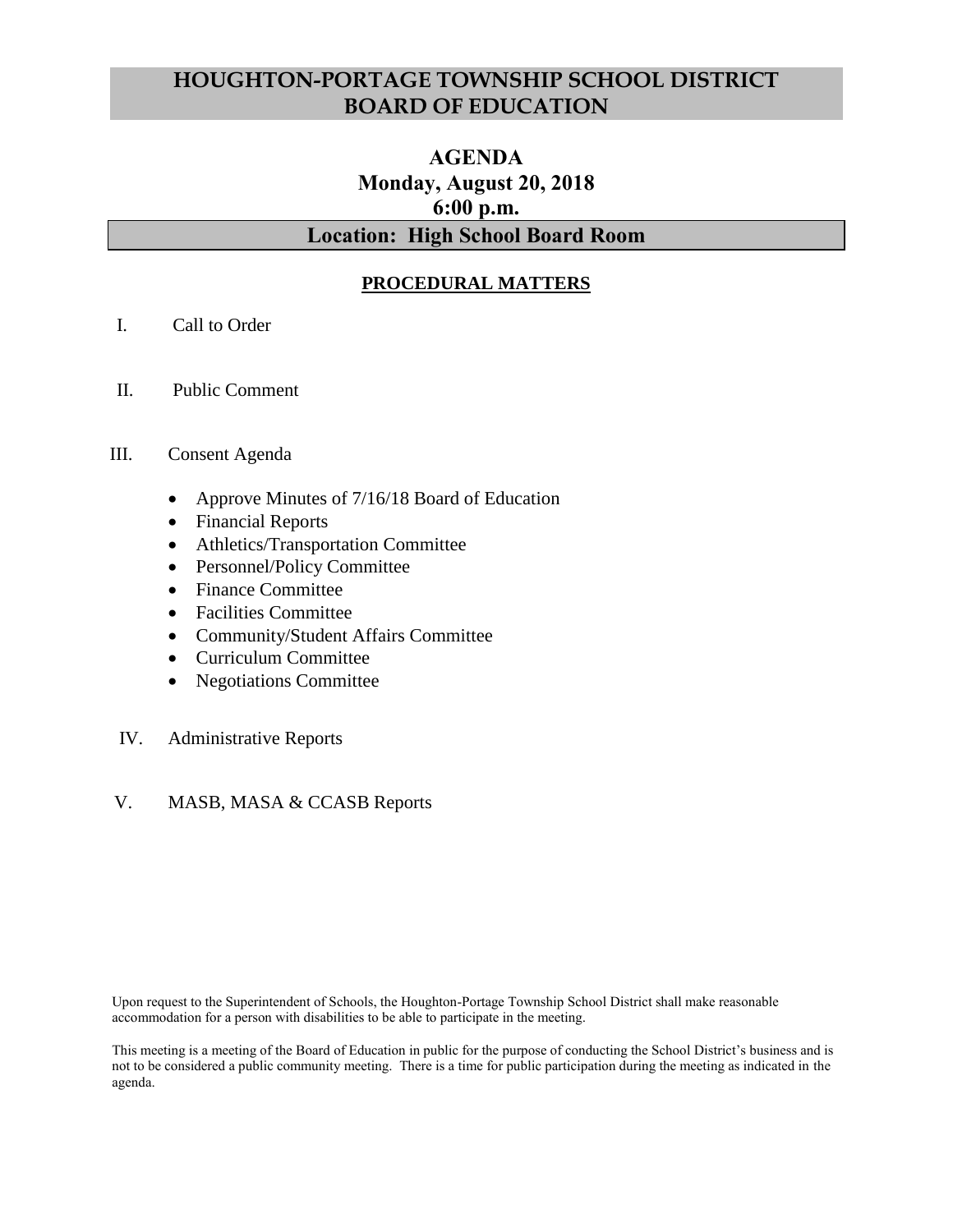# HOUGHTON-PORTAGE TOWNSHIP SCHOOL DISTRICT BOARD OF EDUCATION

## AGENDA
## Monday, August 20, 2018
## 6:00 p.m.

## Location: High School Board Room

**PROCEDURAL MATTERS**

I. Call to Order

II. Public Comment

III. Consent Agenda

- Approve Minutes of 7/16/18 Board of Education
- Financial Reports
- Athletics/Transportation Committee
- Personnel/Policy Committee
- Finance Committee
- Facilities Committee
- Community/Student Affairs Committee
- Curriculum Committee
- Negotiations Committee

IV. Administrative Reports

V. MASB, MASA & CCASB Reports

Upon request to the Superintendent of Schools, the Houghton-Portage Township School District shall make reasonable accommodation for a person with disabilities to be able to participate in the meeting.

This meeting is a meeting of the Board of Education in public for the purpose of conducting the School District's business and is not to be considered a public community meeting. There is a time for public participation during the meeting as indicated in the agenda.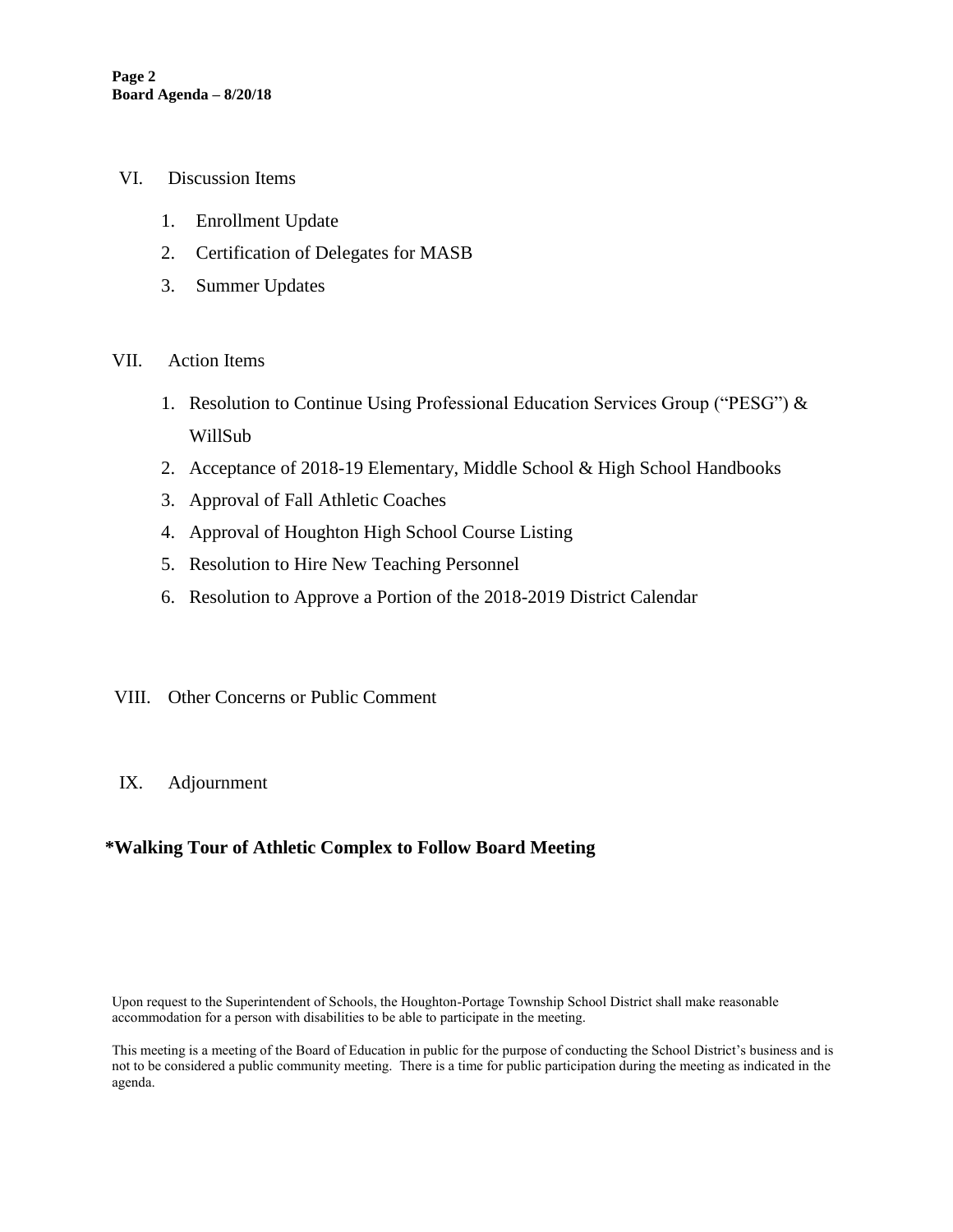VI. Discussion Items

1. Enrollment Update
2. Certification of Delegates for MASB
3. Summer Updates

VII. Action Items

1. Resolution to Continue Using Professional Education Services Group ("PESG") & WillSub
2. Acceptance of 2018-19 Elementary, Middle School & High School Handbooks
3. Approval of Fall Athletic Coaches
4. Approval of Houghton High School Course Listing
5. Resolution to Hire New Teaching Personnel
6. Resolution to Approve a Portion of the 2018-2019 District Calendar

VIII. Other Concerns or Public Comment

IX. Adjournment

**\*Walking Tour of Athletic Complex to Follow Board Meeting**

Upon request to the Superintendent of Schools, the Houghton-Portage Township School District shall make reasonable accommodation for a person with disabilities to be able to participate in the meeting.

This meeting is a meeting of the Board of Education in public for the purpose of conducting the School District's business and is not to be considered a public community meeting. There is a time for public participation during the meeting as indicated in the agenda.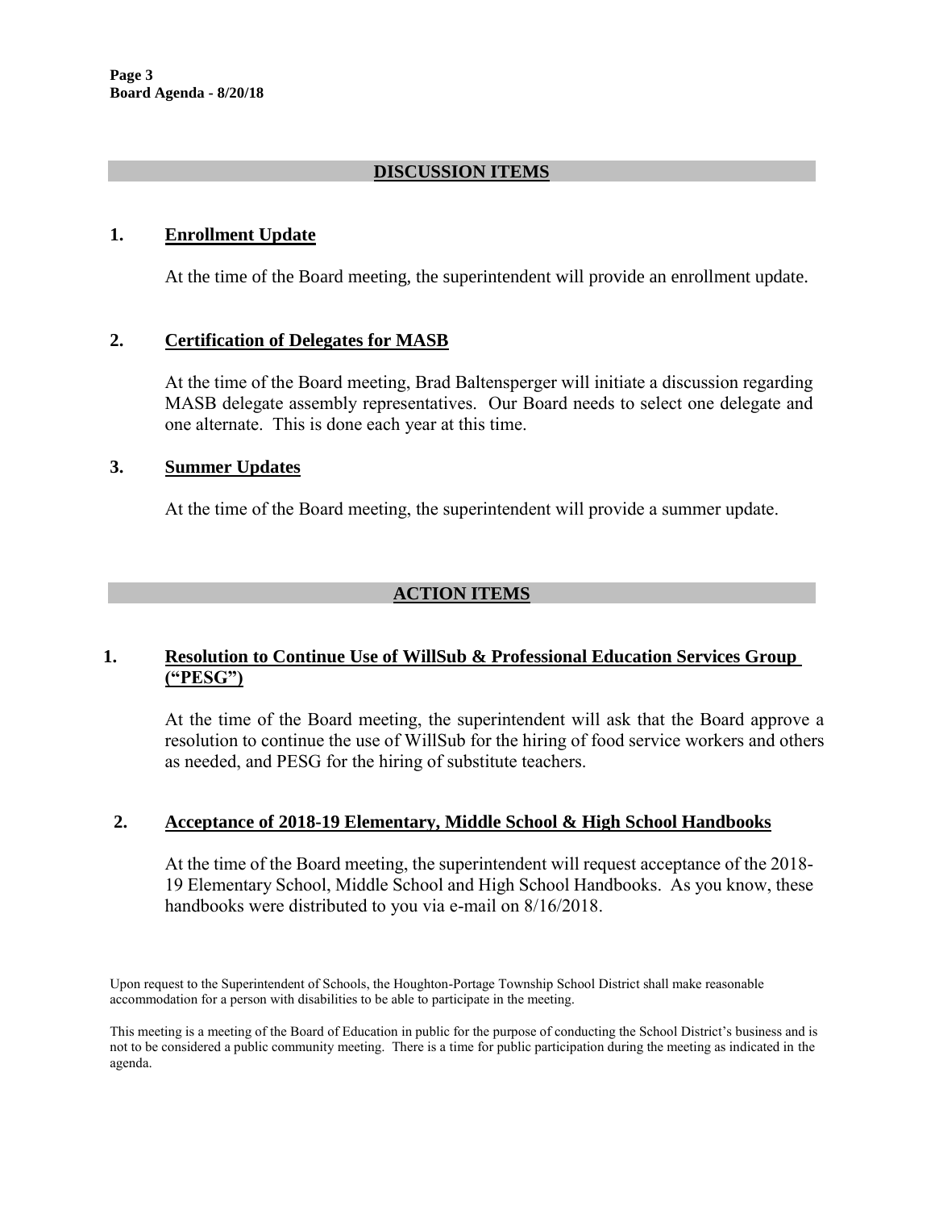## DISCUSSION ITEMS

### 1. Enrollment Update

At the time of the Board meeting, the superintendent will provide an enrollment update.

### 2. Certification of Delegates for MASB

At the time of the Board meeting, Brad Baltensperger will initiate a discussion regarding MASB delegate assembly representatives. Our Board needs to select one delegate and one alternate. This is done each year at this time.

### 3. Summer Updates

At the time of the Board meeting, the superintendent will provide a summer update.

## ACTION ITEMS

### 1. Resolution to Continue Use of WillSub & Professional Education Services Group ("PESG")

At the time of the Board meeting, the superintendent will ask that the Board approve a resolution to continue the use of WillSub for the hiring of food service workers and others as needed, and PESG for the hiring of substitute teachers.

### 2. Acceptance of 2018-19 Elementary, Middle School & High School Handbooks

At the time of the Board meeting, the superintendent will request acceptance of the 2018-19 Elementary School, Middle School and High School Handbooks. As you know, these handbooks were distributed to you via e-mail on 8/16/2018.

Upon request to the Superintendent of Schools, the Houghton-Portage Township School District shall make reasonable accommodation for a person with disabilities to be able to participate in the meeting.

This meeting is a meeting of the Board of Education in public for the purpose of conducting the School District's business and is not to be considered a public community meeting. There is a time for public participation during the meeting as indicated in the agenda.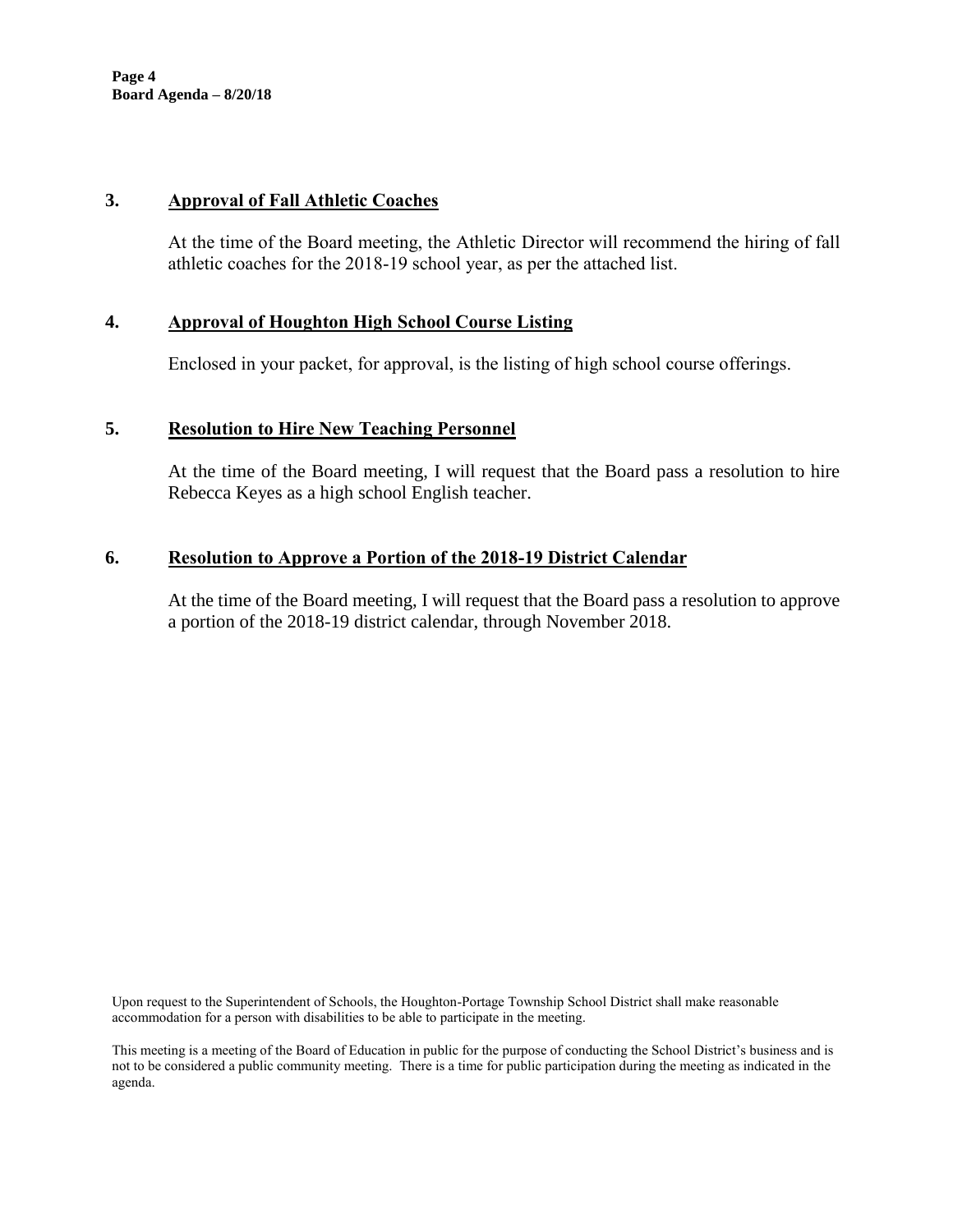### 3. Approval of Fall Athletic Coaches

At the time of the Board meeting, the Athletic Director will recommend the hiring of fall athletic coaches for the 2018-19 school year, as per the attached list.

### 4. Approval of Houghton High School Course Listing

Enclosed in your packet, for approval, is the listing of high school course offerings.

### 5. Resolution to Hire New Teaching Personnel

At the time of the Board meeting, I will request that the Board pass a resolution to hire Rebecca Keyes as a high school English teacher.

### 6. Resolution to Approve a Portion of the 2018-19 District Calendar

At the time of the Board meeting, I will request that the Board pass a resolution to approve a portion of the 2018-19 district calendar, through November 2018.

Upon request to the Superintendent of Schools, the Houghton-Portage Township School District shall make reasonable accommodation for a person with disabilities to be able to participate in the meeting.

This meeting is a meeting of the Board of Education in public for the purpose of conducting the School District's business and is not to be considered a public community meeting. There is a time for public participation during the meeting as indicated in the agenda.